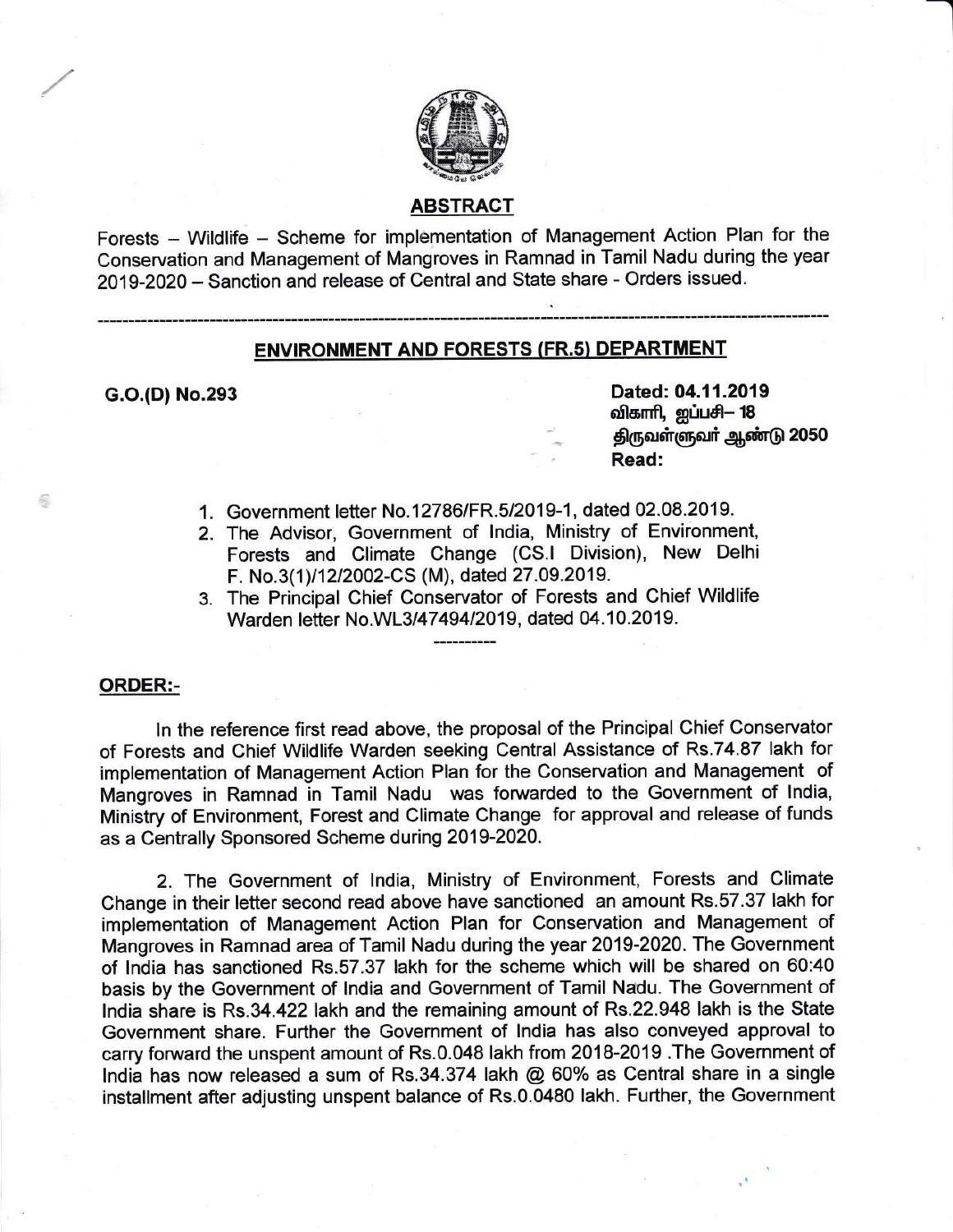## ABSTRACT

Forests – Wildlife – Scheme for implementation of Management Action Plan for the Conservation and Management of Mangroves in Ramnad in Tamil Nadu during the year 2019-2020 – Sanction and release of Central and State share - Orders issued.

---

## ENVIRONMENT AND FORESTS (FR.5) DEPARTMENT

**G.O.(D) No.293**

**Dated: 04.11.2019**
**விகாரி, ஐப்பசி– 18**
**திருவள்ளுவர் ஆண்டு 2050**
**Read:**

1. Government letter No.12786/FR.5/2019-1, dated 02.08.2019.
2. The Advisor, Government of India, Ministry of Environment, Forests and Climate Change (CS.I Division), New Delhi F. No.3(1)/12/2002-CS (M), dated 27.09.2019.
3. The Principal Chief Conservator of Forests and Chief Wildlife Warden letter No.WL3/47494/2019, dated 04.10.2019.

----------

**ORDER:-**

In the reference first read above, the proposal of the Principal Chief Conservator of Forests and Chief Wildlife Warden seeking Central Assistance of Rs.74.87 lakh for implementation of Management Action Plan for the Conservation and Management of Mangroves in Ramnad in Tamil Nadu was forwarded to the Government of India, Ministry of Environment, Forest and Climate Change for approval and release of funds as a Centrally Sponsored Scheme during 2019-2020.

2. The Government of India, Ministry of Environment, Forests and Climate Change in their letter second read above have sanctioned an amount Rs.57.37 lakh for implementation of Management Action Plan for Conservation and Management of Mangroves in Ramnad area of Tamil Nadu during the year 2019-2020. The Government of India has sanctioned Rs.57.37 lakh for the scheme which will be shared on 60:40 basis by the Government of India and Government of Tamil Nadu. The Government of India share is Rs.34.422 lakh and the remaining amount of Rs.22.948 lakh is the State Government share. Further the Government of India has also conveyed approval to carry forward the unspent amount of Rs.0.048 lakh from 2018-2019 .The Government of India has now released a sum of Rs.34.374 lakh @ 60% as Central share in a single installment after adjusting unspent balance of Rs.0.0480 lakh. Further, the Government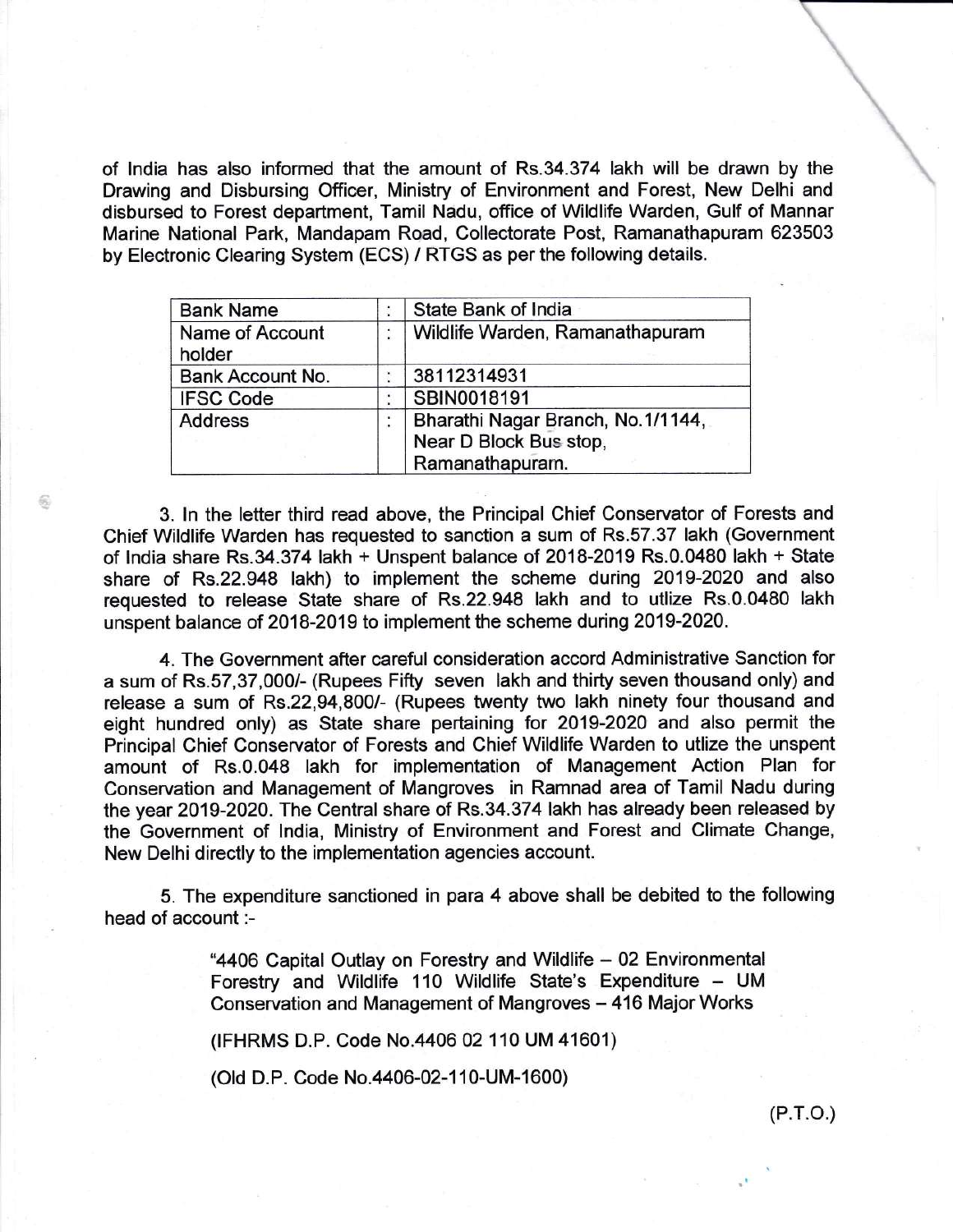of India has also informed that the amount of Rs.34.374 lakh will be drawn by the Drawing and Disbursing Officer, Ministry of Environment and Forest, New Delhi and disbursed to Forest department, Tamil Nadu, office of Wildlife Warden, Gulf of Mannar Marine National Park, Mandapam Road, Collectorate Post, Ramanathapuram 623503 by Electronic Clearing System (ECS) / RTGS as per the following details.

| | | |
|---|---|---|
| Bank Name | : | State Bank of India |
| Name of Account holder | : | Wildlife Warden, Ramanathapuram |
| Bank Account No. | : | 38112314931 |
| IFSC Code | : | SBIN0018191 |
| Address | : | Bharathi Nagar Branch, No.1/1144, Near D Block Bus stop, Ramanathapuram. |

3. In the letter third read above, the Principal Chief Conservator of Forests and Chief Wildlife Warden has requested to sanction a sum of Rs.57.37 lakh (Government of India share Rs.34.374 lakh + Unspent balance of 2018-2019 Rs.0.0480 lakh + State share of Rs.22.948 lakh) to implement the scheme during 2019-2020 and also requested to release State share of Rs.22.948 lakh and to utlize Rs.0.0480 lakh unspent balance of 2018-2019 to implement the scheme during 2019-2020.

4. The Government after careful consideration accord Administrative Sanction for a sum of Rs.57,37,000/- (Rupees Fifty seven lakh and thirty seven thousand only) and release a sum of Rs.22,94,800/- (Rupees twenty two lakh ninety four thousand and eight hundred only) as State share pertaining for 2019-2020 and also permit the Principal Chief Conservator of Forests and Chief Wildlife Warden to utlize the unspent amount of Rs.0.048 lakh for implementation of Management Action Plan for Conservation and Management of Mangroves in Ramnad area of Tamil Nadu during the year 2019-2020. The Central share of Rs.34.374 lakh has already been released by the Government of India, Ministry of Environment and Forest and Climate Change, New Delhi directly to the implementation agencies account.

5. The expenditure sanctioned in para 4 above shall be debited to the following head of account :-

> "4406 Capital Outlay on Forestry and Wildlife – 02 Environmental Forestry and Wildlife 110 Wildlife State's Expenditure – UM Conservation and Management of Mangroves – 416 Major Works
>
> (IFHRMS D.P. Code No.4406 02 110 UM 41601)
>
> (Old D.P. Code No.4406-02-110-UM-1600)

(P.T.O.)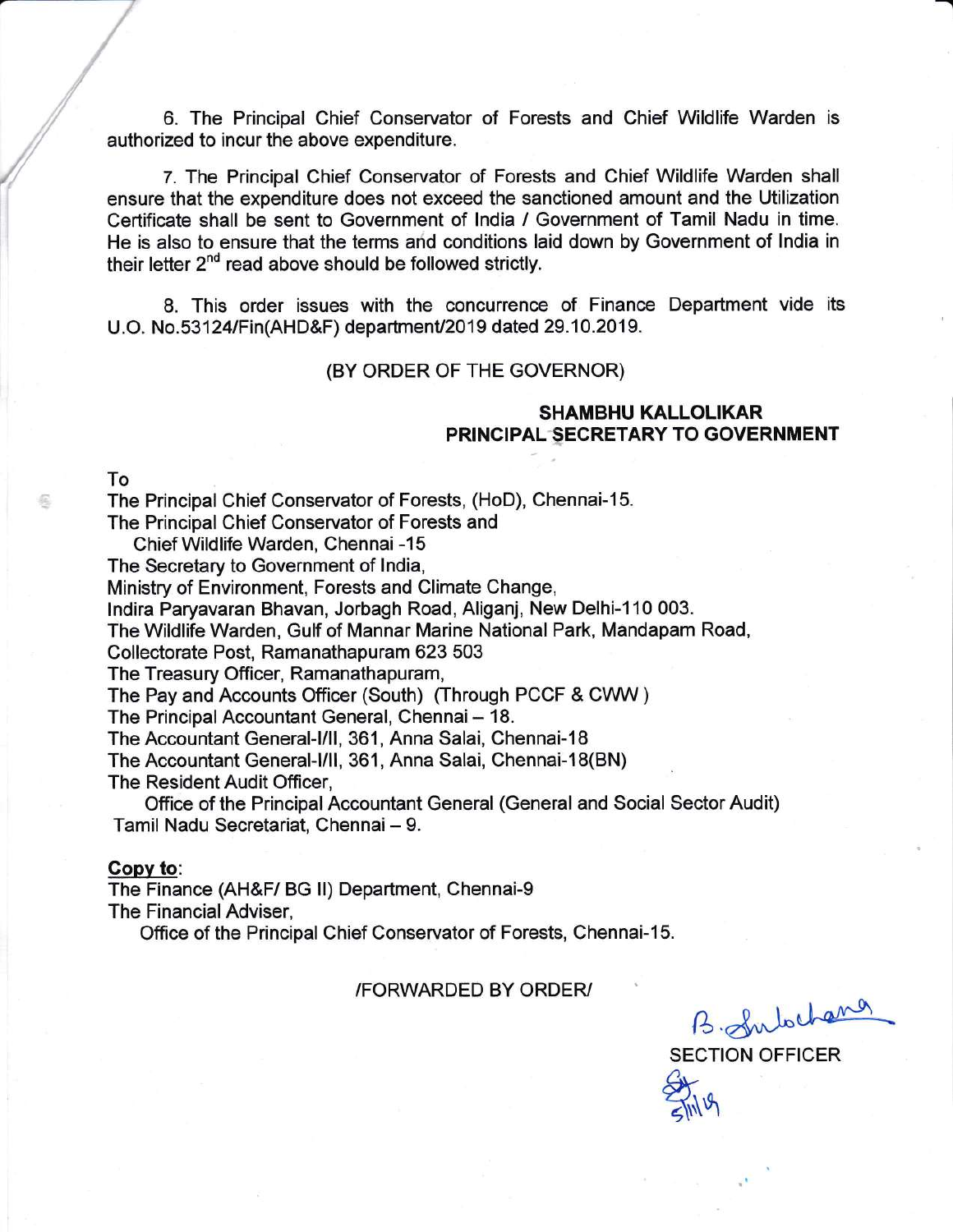6. The Principal Chief Conservator of Forests and Chief Wildlife Warden is authorized to incur the above expenditure.

7. The Principal Chief Conservator of Forests and Chief Wildlife Warden shall ensure that the expenditure does not exceed the sanctioned amount and the Utilization Certificate shall be sent to Government of India / Government of Tamil Nadu in time. He is also to ensure that the terms and conditions laid down by Government of India in their letter 2nd read above should be followed strictly.

8. This order issues with the concurrence of Finance Department vide its U.O. No.53124/Fin(AHD&F) department/2019 dated 29.10.2019.

(BY ORDER OF THE GOVERNOR)

**SHAMBHU KALLOLIKAR**
**PRINCIPAL SECRETARY TO GOVERNMENT**

To

The Principal Chief Conservator of Forests, (HoD), Chennai-15.
The Principal Chief Conservator of Forests and
Chief Wildlife Warden, Chennai -15
The Secretary to Government of India,
Ministry of Environment, Forests and Climate Change,
Indira Paryavaran Bhavan, Jorbagh Road, Aliganj, New Delhi-110 003.
The Wildlife Warden, Gulf of Mannar Marine National Park, Mandapam Road,
Collectorate Post, Ramanathapuram 623 503
The Treasury Officer, Ramanathapuram,
The Pay and Accounts Officer (South) (Through PCCF & CWW)
The Principal Accountant General, Chennai – 18.
The Accountant General-I/II, 361, Anna Salai, Chennai-18
The Accountant General-I/II, 361, Anna Salai, Chennai-18(BN)
The Resident Audit Officer,
Office of the Principal Accountant General (General and Social Sector Audit)
Tamil Nadu Secretariat, Chennai – 9.

**Copy to**:

The Finance (AH&F/ BG II) Department, Chennai-9
The Financial Adviser,
Office of the Principal Chief Conservator of Forests, Chennai-15.

/FORWARDED BY ORDER/

B. Sulochana

SECTION OFFICER

5/11/19